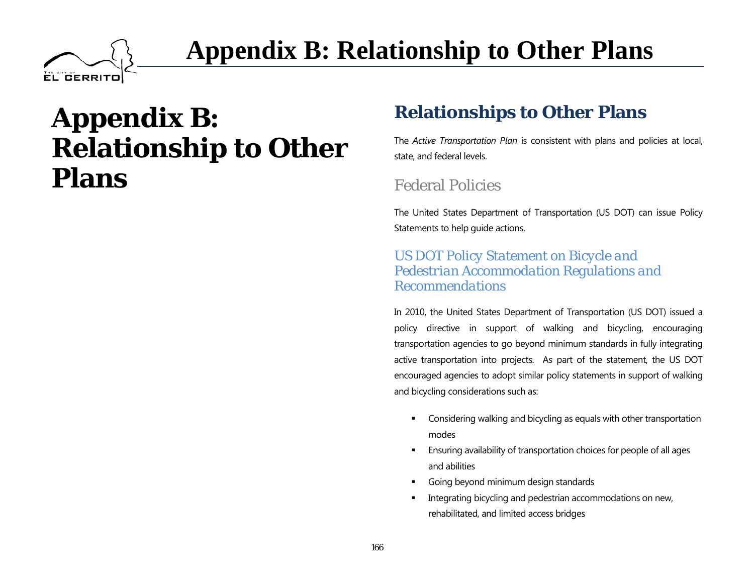# Appendix B: Relationship to Other Plans

## Relationships to Other Plans

The *Active Transportation Plan* is consistent with plans and policies at local, state, and federal levels.

### Federal Policies

The United States Department of Transportation (US DOT) can issue Policy Statements to help guide actions.

#### *US DOT Policy Statement on Bicycle and Pedestrian Accommodation Regulations and Recommendations*

In 2010, the United States Department of Transportation (US DOT) issued a policy directive in support of walking and bicycling, encouraging transportation agencies to go beyond minimum standards in fully integrating active transportation into projects. As part of the statement, the US DOT encouraged agencies to adopt similar policy statements in support of walking and bicycling considerations such as:

- Considering walking and bicycling as equals with other transportation modes
- Ensuring availability of transportation choices for people of all ages and abilities
- Going beyond minimum design standards
- Integrating bicycling and pedestrian accommodations on new, rehabilitated, and limited access bridges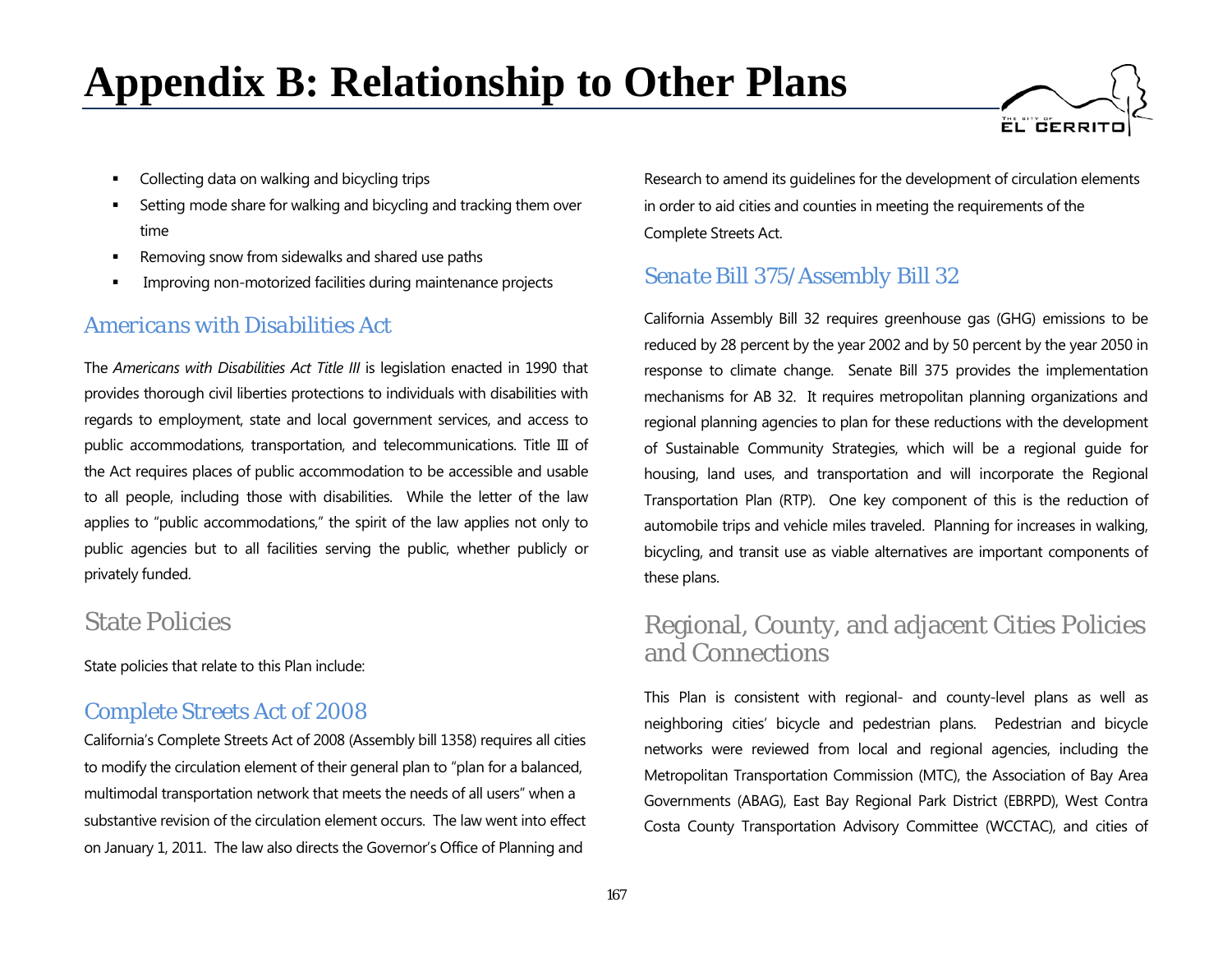# Appendix B: Relationship to Other Plans

- Collecting data on walking and bicycling trips
- Setting mode share for walking and bicycling and tracking them over time
- Removing snow from sidewalks and shared use paths
- Improving non-motorized facilities during maintenance projects

### Americans with Disabilities Act

The *Americans with Disabilities Act Title III* is legislation enacted in 1990 that provides thorough civil liberties protections to individuals with disabilities with regards to employment, state and local government services, and access to public accommodations, transportation, and telecommunications. Title III of the Act requires places of public accommodation to be accessible and usable to all people, including those with disabilities. While the letter of the law applies to "public accommodations," the spirit of the law applies not only to public agencies but to all facilities serving the public, whether publicly or privately funded.

## State Policies

State policies that relate to this Plan include:

### Complete Streets Act of 2008

California's Complete Streets Act of 2008 (Assembly bill 1358) requires all cities to modify the circulation element of their general plan to "plan for a balanced, multimodal transportation network that meets the needs of all users" when a substantive revision of the circulation element occurs. The law went into effect on January 1, 2011. The law also directs the Governor's Office of Planning and Research to amend its guidelines for the development of circulation elements in order to aid cities and counties in meeting the requirements of the Complete Streets Act.

### Senate Bill 375/Assembly Bill 32

California Assembly Bill 32 requires greenhouse gas (GHG) emissions to be reduced by 28 percent by the year 2002 and by 50 percent by the year 2050 in response to climate change. Senate Bill 375 provides the implementation mechanisms for AB 32. It requires metropolitan planning organizations and regional planning agencies to plan for these reductions with the development of Sustainable Community Strategies, which will be a regional guide for housing, land uses, and transportation and will incorporate the Regional Transportation Plan (RTP). One key component of this is the reduction of automobile trips and vehicle miles traveled. Planning for increases in walking, bicycling, and transit use as viable alternatives are important components of these plans.

## Regional, County, and adjacent Cities Policies and Connections

This Plan is consistent with regional- and county-level plans as well as neighboring cities' bicycle and pedestrian plans. Pedestrian and bicycle networks were reviewed from local and regional agencies, including the Metropolitan Transportation Commission (MTC), the Association of Bay Area Governments (ABAG), East Bay Regional Park District (EBRPD), West Contra Costa County Transportation Advisory Committee (WCCTAC), and cities of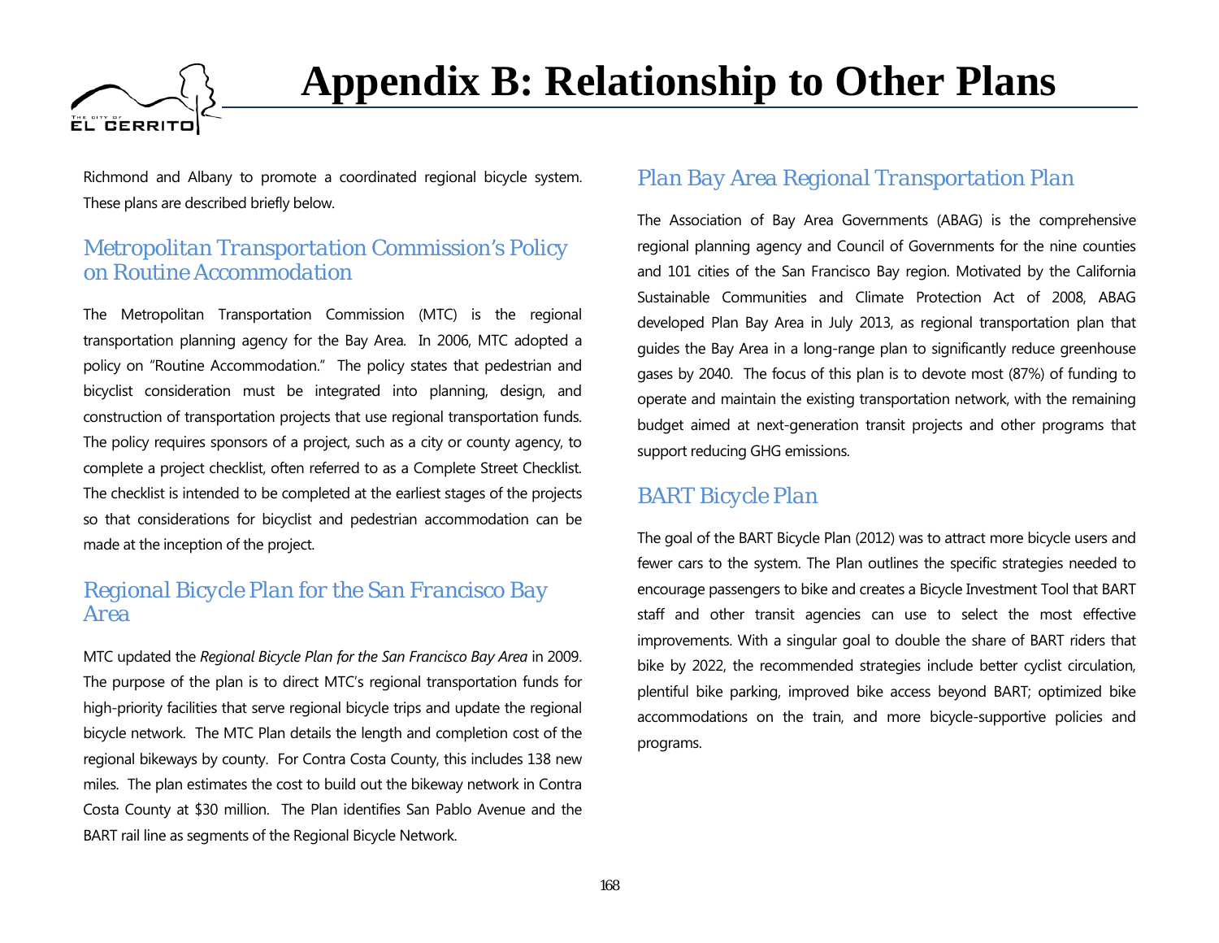Richmond and Albany to promote a coordinated regional bicycle system. These plans are described briefly below.

## Metropolitan Transportation Commission's Policy on Routine Accommodation

The Metropolitan Transportation Commission (MTC) is the regional transportation planning agency for the Bay Area. In 2006, MTC adopted a policy on "Routine Accommodation." The policy states that pedestrian and bicyclist consideration must be integrated into planning, design, and construction of transportation projects that use regional transportation funds. The policy requires sponsors of a project, such as a city or county agency, to complete a project checklist, often referred to as a Complete Street Checklist. The checklist is intended to be completed at the earliest stages of the projects so that considerations for bicyclist and pedestrian accommodation can be made at the inception of the project.

## Regional Bicycle Plan for the San Francisco Bay Area

MTC updated the *Regional Bicycle Plan for the San Francisco Bay Area* in 2009. The purpose of the plan is to direct MTC's regional transportation funds for high-priority facilities that serve regional bicycle trips and update the regional bicycle network. The MTC Plan details the length and completion cost of the regional bikeways by county. For Contra Costa County, this includes 138 new miles. The plan estimates the cost to build out the bikeway network in Contra Costa County at $30 million. The Plan identifies San Pablo Avenue and the BART rail line as segments of the Regional Bicycle Network.

## Plan Bay Area Regional Transportation Plan

The Association of Bay Area Governments (ABAG) is the comprehensive regional planning agency and Council of Governments for the nine counties and 101 cities of the San Francisco Bay region. Motivated by the California Sustainable Communities and Climate Protection Act of 2008, ABAG developed Plan Bay Area in July 2013, as regional transportation plan that guides the Bay Area in a long-range plan to significantly reduce greenhouse gases by 2040. The focus of this plan is to devote most (87%) of funding to operate and maintain the existing transportation network, with the remaining budget aimed at next-generation transit projects and other programs that support reducing GHG emissions.

## BART Bicycle Plan

The goal of the BART Bicycle Plan (2012) was to attract more bicycle users and fewer cars to the system. The Plan outlines the specific strategies needed to encourage passengers to bike and creates a Bicycle Investment Tool that BART staff and other transit agencies can use to select the most effective improvements. With a singular goal to double the share of BART riders that bike by 2022, the recommended strategies include better cyclist circulation, plentiful bike parking, improved bike access beyond BART; optimized bike accommodations on the train, and more bicycle-supportive policies and programs.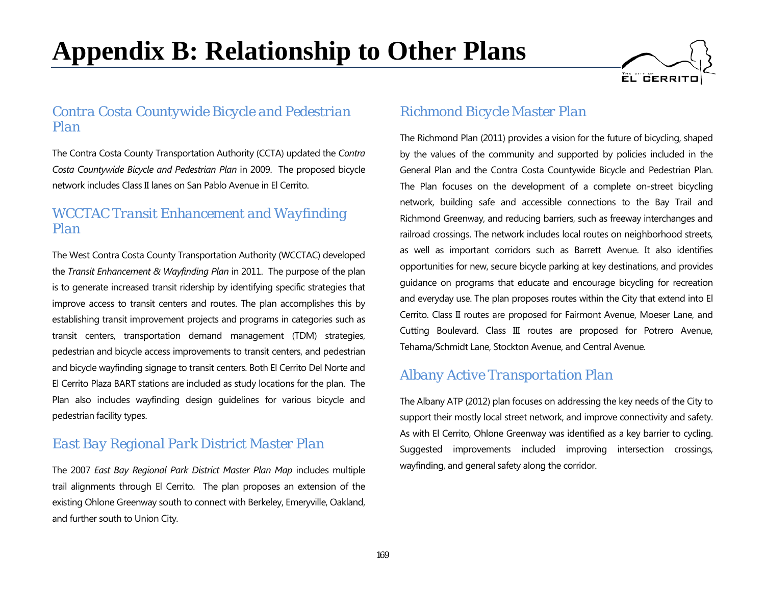# Appendix B: Relationship to Other Plans

## Contra Costa Countywide Bicycle and Pedestrian Plan

The Contra Costa County Transportation Authority (CCTA) updated the *Contra Costa Countywide Bicycle and Pedestrian Plan* in 2009. The proposed bicycle network includes Class II lanes on San Pablo Avenue in El Cerrito.

## WCCTAC Transit Enhancement and Wayfinding Plan

The West Contra Costa County Transportation Authority (WCCTAC) developed the *Transit Enhancement & Wayfinding Plan* in 2011. The purpose of the plan is to generate increased transit ridership by identifying specific strategies that improve access to transit centers and routes. The plan accomplishes this by establishing transit improvement projects and programs in categories such as transit centers, transportation demand management (TDM) strategies, pedestrian and bicycle access improvements to transit centers, and pedestrian and bicycle wayfinding signage to transit centers. Both El Cerrito Del Norte and El Cerrito Plaza BART stations are included as study locations for the plan. The Plan also includes wayfinding design guidelines for various bicycle and pedestrian facility types.

## East Bay Regional Park District Master Plan

The 2007 *East Bay Regional Park District Master Plan Map* includes multiple trail alignments through El Cerrito. The plan proposes an extension of the existing Ohlone Greenway south to connect with Berkeley, Emeryville, Oakland, and further south to Union City.

## Richmond Bicycle Master Plan

The Richmond Plan (2011) provides a vision for the future of bicycling, shaped by the values of the community and supported by policies included in the General Plan and the Contra Costa Countywide Bicycle and Pedestrian Plan. The Plan focuses on the development of a complete on-street bicycling network, building safe and accessible connections to the Bay Trail and Richmond Greenway, and reducing barriers, such as freeway interchanges and railroad crossings. The network includes local routes on neighborhood streets, as well as important corridors such as Barrett Avenue. It also identifies opportunities for new, secure bicycle parking at key destinations, and provides guidance on programs that educate and encourage bicycling for recreation and everyday use. The plan proposes routes within the City that extend into El Cerrito. Class II routes are proposed for Fairmont Avenue, Moeser Lane, and Cutting Boulevard. Class III routes are proposed for Potrero Avenue, Tehama/Schmidt Lane, Stockton Avenue, and Central Avenue.

## Albany Active Transportation Plan

The Albany ATP (2012) plan focuses on addressing the key needs of the City to support their mostly local street network, and improve connectivity and safety. As with El Cerrito, Ohlone Greenway was identified as a key barrier to cycling. Suggested improvements included improving intersection crossings, wayfinding, and general safety along the corridor.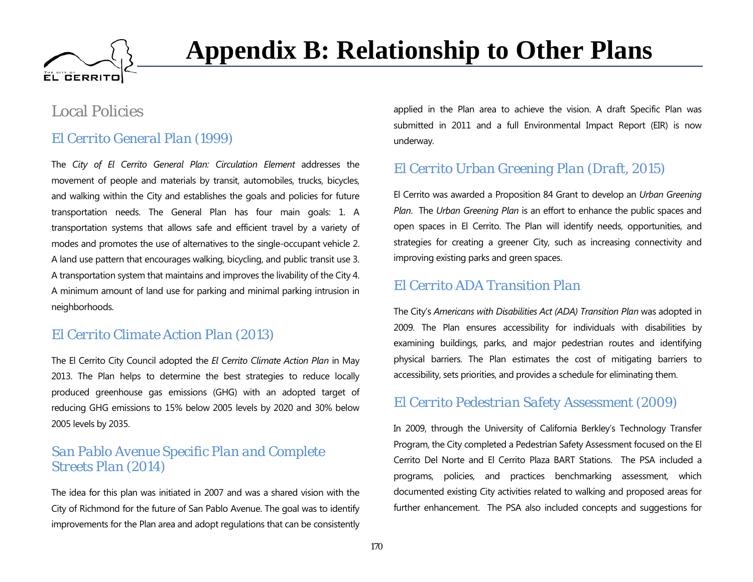# Appendix B: Relationship to Other Plans

## Local Policies

### El Cerrito General Plan (1999)

The *City of El Cerrito General Plan: Circulation Element* addresses the movement of people and materials by transit, automobiles, trucks, bicycles, and walking within the City and establishes the goals and policies for future transportation needs. The General Plan has four main goals: 1. A transportation systems that allows safe and efficient travel by a variety of modes and promotes the use of alternatives to the single-occupant vehicle 2. A land use pattern that encourages walking, bicycling, and public transit use 3. A transportation system that maintains and improves the livability of the City 4. A minimum amount of land use for parking and minimal parking intrusion in neighborhoods.

### El Cerrito Climate Action Plan (2013)

The El Cerrito City Council adopted the *El Cerrito Climate Action Plan* in May 2013. The Plan helps to determine the best strategies to reduce locally produced greenhouse gas emissions (GHG) with an adopted target of reducing GHG emissions to 15% below 2005 levels by 2020 and 30% below 2005 levels by 2035.

### San Pablo Avenue Specific Plan and Complete Streets Plan (2014)

The idea for this plan was initiated in 2007 and was a shared vision with the City of Richmond for the future of San Pablo Avenue. The goal was to identify improvements for the Plan area and adopt regulations that can be consistently applied in the Plan area to achieve the vision. A draft Specific Plan was submitted in 2011 and a full Environmental Impact Report (EIR) is now underway.

### El Cerrito Urban Greening Plan (Draft, 2015)

El Cerrito was awarded a Proposition 84 Grant to develop an *Urban Greening Plan*. The *Urban Greening Plan* is an effort to enhance the public spaces and open spaces in El Cerrito. The Plan will identify needs, opportunities, and strategies for creating a greener City, such as increasing connectivity and improving existing parks and green spaces.

### El Cerrito ADA Transition Plan

The City's *Americans with Disabilities Act (ADA) Transition Plan* was adopted in 2009. The Plan ensures accessibility for individuals with disabilities by examining buildings, parks, and major pedestrian routes and identifying physical barriers. The Plan estimates the cost of mitigating barriers to accessibility, sets priorities, and provides a schedule for eliminating them.

### El Cerrito Pedestrian Safety Assessment (2009)

In 2009, through the University of California Berkley's Technology Transfer Program, the City completed a Pedestrian Safety Assessment focused on the El Cerrito Del Norte and El Cerrito Plaza BART Stations. The PSA included a programs, policies, and practices benchmarking assessment, which documented existing City activities related to walking and proposed areas for further enhancement. The PSA also included concepts and suggestions for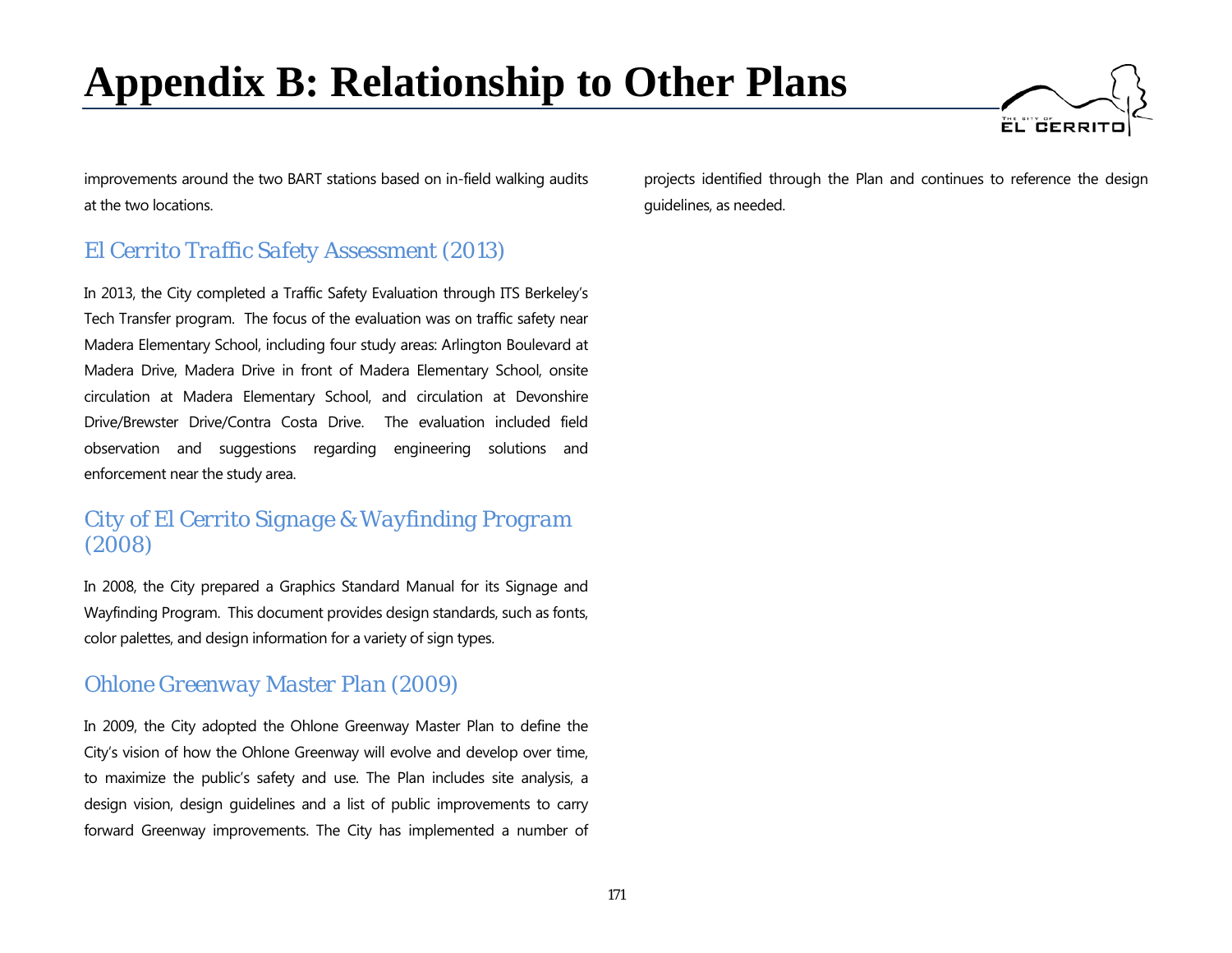# Appendix B: Relationship to Other Plans

improvements around the two BART stations based on in-field walking audits at the two locations.

## El Cerrito Traffic Safety Assessment (2013)

In 2013, the City completed a Traffic Safety Evaluation through ITS Berkeley's Tech Transfer program. The focus of the evaluation was on traffic safety near Madera Elementary School, including four study areas: Arlington Boulevard at Madera Drive, Madera Drive in front of Madera Elementary School, onsite circulation at Madera Elementary School, and circulation at Devonshire Drive/Brewster Drive/Contra Costa Drive. The evaluation included field observation and suggestions regarding engineering solutions and enforcement near the study area.

## City of El Cerrito Signage & Wayfinding Program (2008)

In 2008, the City prepared a Graphics Standard Manual for its Signage and Wayfinding Program. This document provides design standards, such as fonts, color palettes, and design information for a variety of sign types.

## Ohlone Greenway Master Plan (2009)

In 2009, the City adopted the Ohlone Greenway Master Plan to define the City's vision of how the Ohlone Greenway will evolve and develop over time, to maximize the public's safety and use. The Plan includes site analysis, a design vision, design guidelines and a list of public improvements to carry forward Greenway improvements. The City has implemented a number of projects identified through the Plan and continues to reference the design guidelines, as needed.